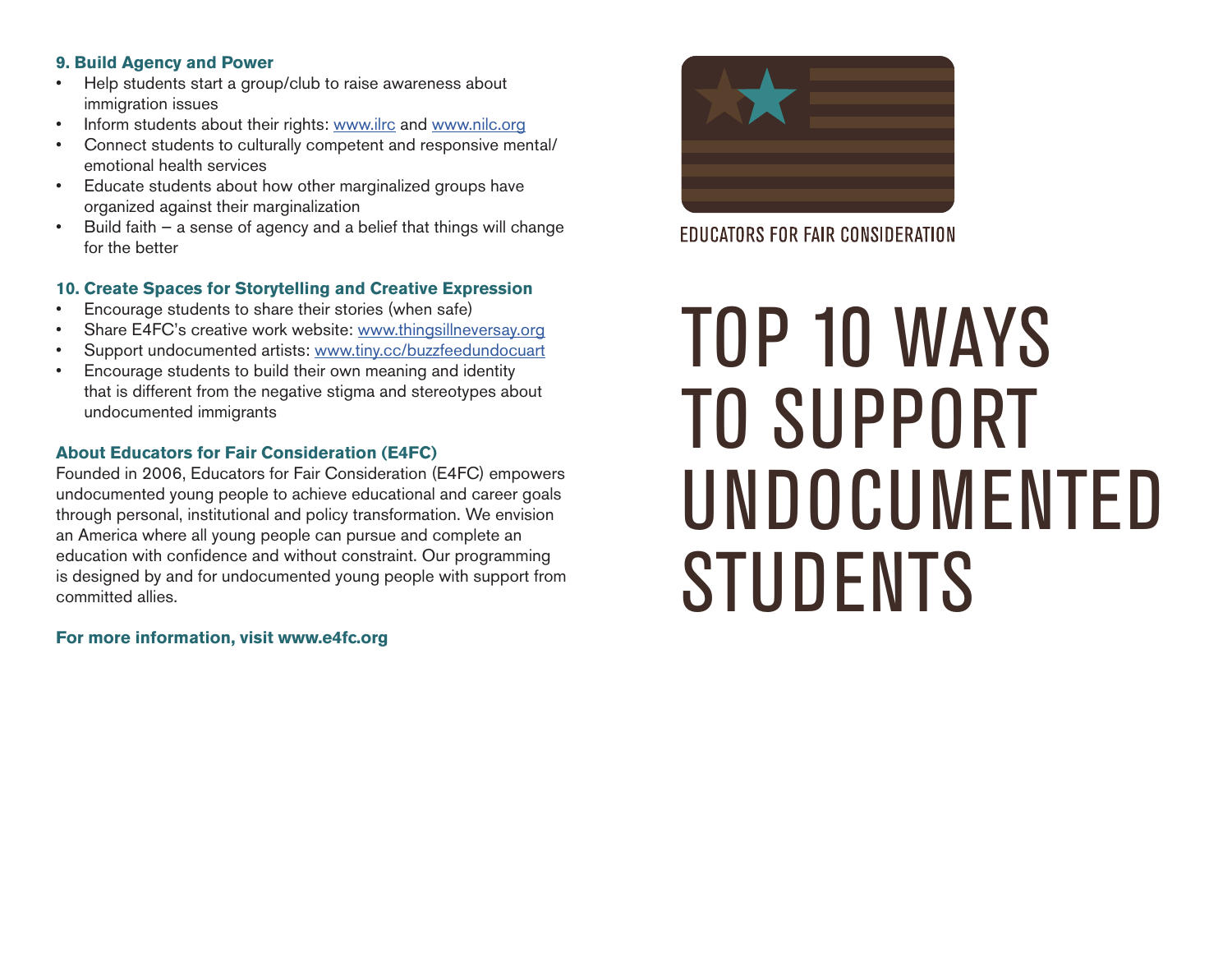### 9. Build Agency and Power

- Help students start a group/club to raise awareness about immigration issues
- Inform students about their rights: www.ilrc and www.nilc.org
- Connect students to culturally competent and responsive mental/emotional health services
- Educate students about how other marginalized groups have organized against their marginalization
- Build faith – a sense of agency and a belief that things will change for the better

### 10. Create Spaces for Storytelling and Creative Expression

- Encourage students to share their stories (when safe)
- Share E4FC's creative work website: www.thingsillneversay.org
- Support undocumented artists: www.tiny.cc/buzzfeedundocuart
- Encourage students to build their own meaning and identity that is different from the negative stigma and stereotypes about undocumented immigrants

### About Educators for Fair Consideration (E4FC)

Founded in 2006, Educators for Fair Consideration (E4FC) empowers undocumented young people to achieve educational and career goals through personal, institutional and policy transformation. We envision an America where all young people can pursue and complete an education with confidence and without constraint. Our programming is designed by and for undocumented young people with support from committed allies.

**For more information, visit www.e4fc.org**

EDUCATORS FOR FAIR CONSIDERATION

# TOP 10 WAYS TO SUPPORT UNDOCUMENTED STUDENTS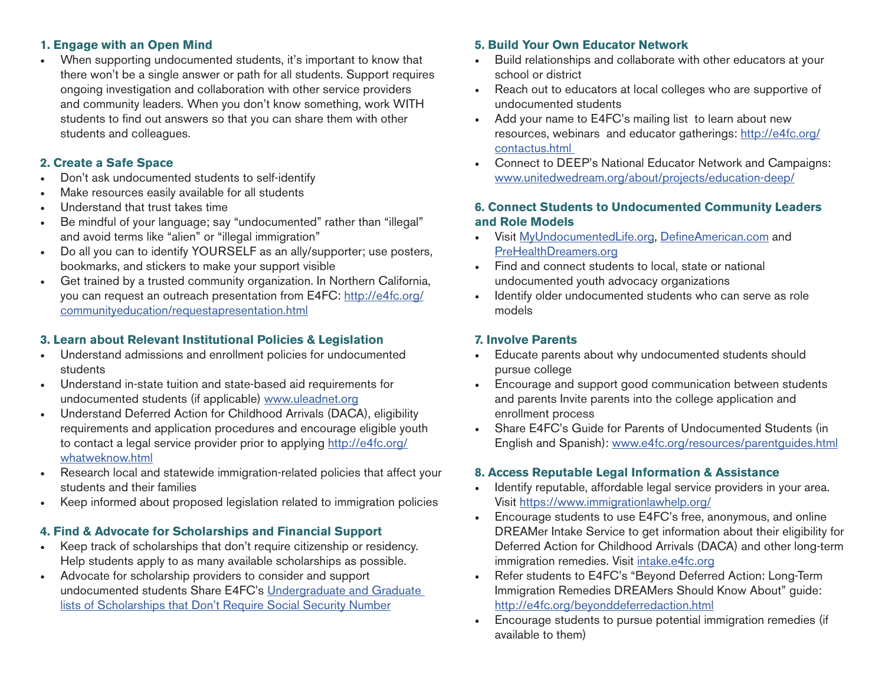### 1. Engage with an Open Mind

- When supporting undocumented students, it's important to know that there won't be a single answer or path for all students. Support requires ongoing investigation and collaboration with other service providers and community leaders. When you don't know something, work WITH students to find out answers so that you can share them with other students and colleagues.

### 2. Create a Safe Space

- Don't ask undocumented students to self-identify
- Make resources easily available for all students
- Understand that trust takes time
- Be mindful of your language; say "undocumented" rather than "illegal" and avoid terms like "alien" or "illegal immigration"
- Do all you can to identify YOURSELF as an ally/supporter; use posters, bookmarks, and stickers to make your support visible
- Get trained by a trusted community organization. In Northern California, you can request an outreach presentation from E4FC: http://e4fc.org/communityeducation/requestapresentation.html

### 3. Learn about Relevant Institutional Policies & Legislation

- Understand admissions and enrollment policies for undocumented students
- Understand in-state tuition and state-based aid requirements for undocumented students (if applicable) www.uleadnet.org
- Understand Deferred Action for Childhood Arrivals (DACA), eligibility requirements and application procedures and encourage eligible youth to contact a legal service provider prior to applying http://e4fc.org/whatweknow.html
- Research local and statewide immigration-related policies that affect your students and their families
- Keep informed about proposed legislation related to immigration policies

### 4. Find & Advocate for Scholarships and Financial Support

- Keep track of scholarships that don't require citizenship or residency. Help students apply to as many available scholarships as possible.
- Advocate for scholarship providers to consider and support undocumented students Share E4FC's Undergraduate and Graduate lists of Scholarships that Don't Require Social Security Number

### 5. Build Your Own Educator Network

- Build relationships and collaborate with other educators at your school or district
- Reach out to educators at local colleges who are supportive of undocumented students
- Add your name to E4FC's mailing list to learn about new resources, webinars and educator gatherings: http://e4fc.org/contactus.html
- Connect to DEEP's National Educator Network and Campaigns: www.unitedwedream.org/about/projects/education-deep/

### 6. Connect Students to Undocumented Community Leaders and Role Models

- Visit MyUndocumentedLife.org, DefineAmerican.com and PreHealthDreamers.org
- Find and connect students to local, state or national undocumented youth advocacy organizations
- Identify older undocumented students who can serve as role models

### 7. Involve Parents

- Educate parents about why undocumented students should pursue college
- Encourage and support good communication between students and parents Invite parents into the college application and enrollment process
- Share E4FC's Guide for Parents of Undocumented Students (in English and Spanish): www.e4fc.org/resources/parentguides.html

### 8. Access Reputable Legal Information & Assistance

- Identify reputable, affordable legal service providers in your area. Visit https://www.immigrationlawhelp.org/
- Encourage students to use E4FC's free, anonymous, and online DREAMer Intake Service to get information about their eligibility for Deferred Action for Childhood Arrivals (DACA) and other long-term immigration remedies. Visit intake.e4fc.org
- Refer students to E4FC's "Beyond Deferred Action: Long-Term Immigration Remedies DREAMers Should Know About" guide: http://e4fc.org/beyonddeferredaction.html
- Encourage students to pursue potential immigration remedies (if available to them)